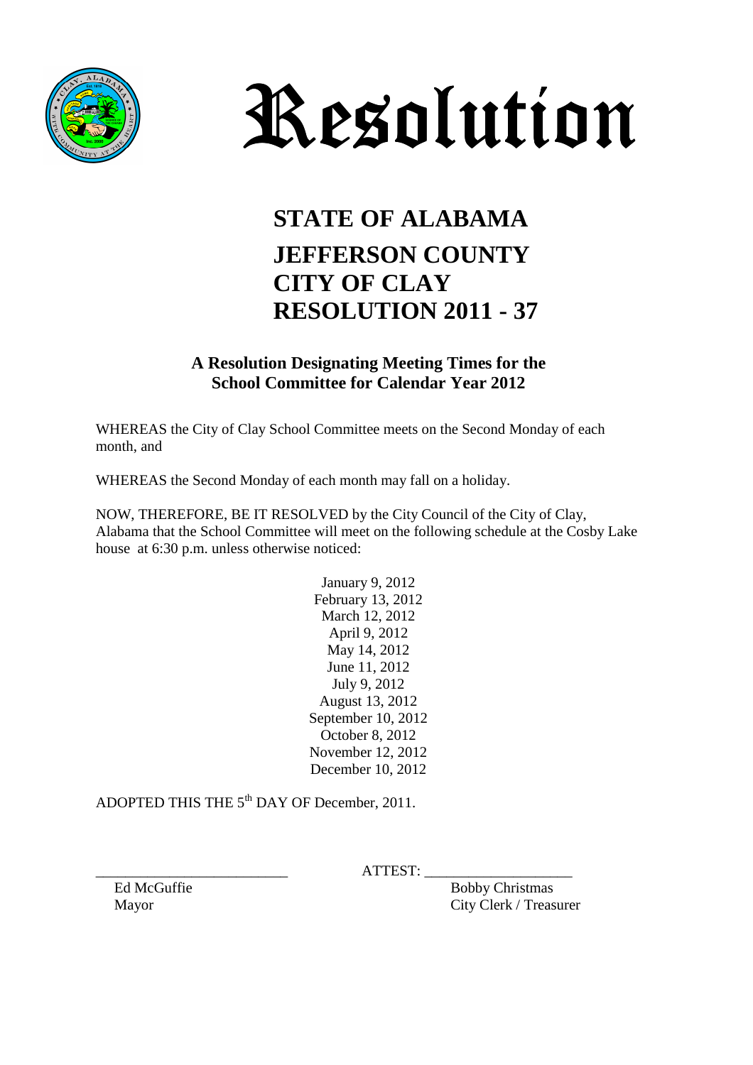# Resolution

## STATE OF ALABAMA
## JEFFERSON COUNTY
## CITY OF CLAY
## RESOLUTION 2011 - 37

### A Resolution Designating Meeting Times for the School Committee for Calendar Year 2012

WHEREAS the City of Clay School Committee meets on the Second Monday of each month, and

WHEREAS the Second Monday of each month may fall on a holiday.

NOW, THEREFORE, BE IT RESOLVED by the City Council of the City of Clay, Alabama that the School Committee will meet on the following schedule at the Cosby Lake house at 6:30 p.m. unless otherwise noticed:

January 9, 2012
February 13, 2012
March 12, 2012
April 9, 2012
May 14, 2012
June 11, 2012
July 9, 2012
August 13, 2012
September 10, 2012
October 8, 2012
November 12, 2012
December 10, 2012

ADOPTED THIS THE 5th DAY OF December, 2011.

\_\_\_\_\_\_\_\_\_\_\_\_\_\_\_\_\_\_\_\_\_\_\_\_\_\_ ATTEST: \_\_\_\_\_\_\_\_\_\_\_\_\_\_\_\_\_\_\_\_

Ed McGuffie
Mayor

Bobby Christmas
City Clerk / Treasurer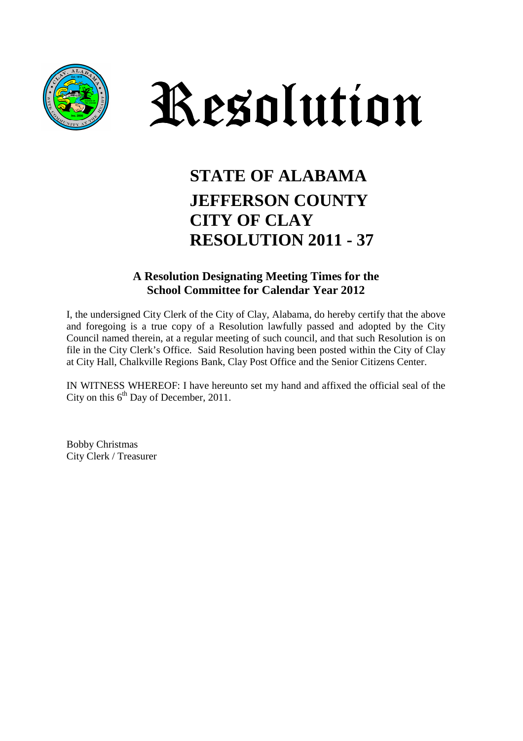# Resolution

## STATE OF ALABAMA
## JEFFERSON COUNTY
## CITY OF CLAY
## RESOLUTION 2011 - 37

### A Resolution Designating Meeting Times for the School Committee for Calendar Year 2012

I, the undersigned City Clerk of the City of Clay, Alabama, do hereby certify that the above and foregoing is a true copy of a Resolution lawfully passed and adopted by the City Council named therein, at a regular meeting of such council, and that such Resolution is on file in the City Clerk's Office. Said Resolution having been posted within the City of Clay at City Hall, Chalkville Regions Bank, Clay Post Office and the Senior Citizens Center.

IN WITNESS WHEREOF: I have hereunto set my hand and affixed the official seal of the City on this 6th Day of December, 2011.

Bobby Christmas
City Clerk / Treasurer